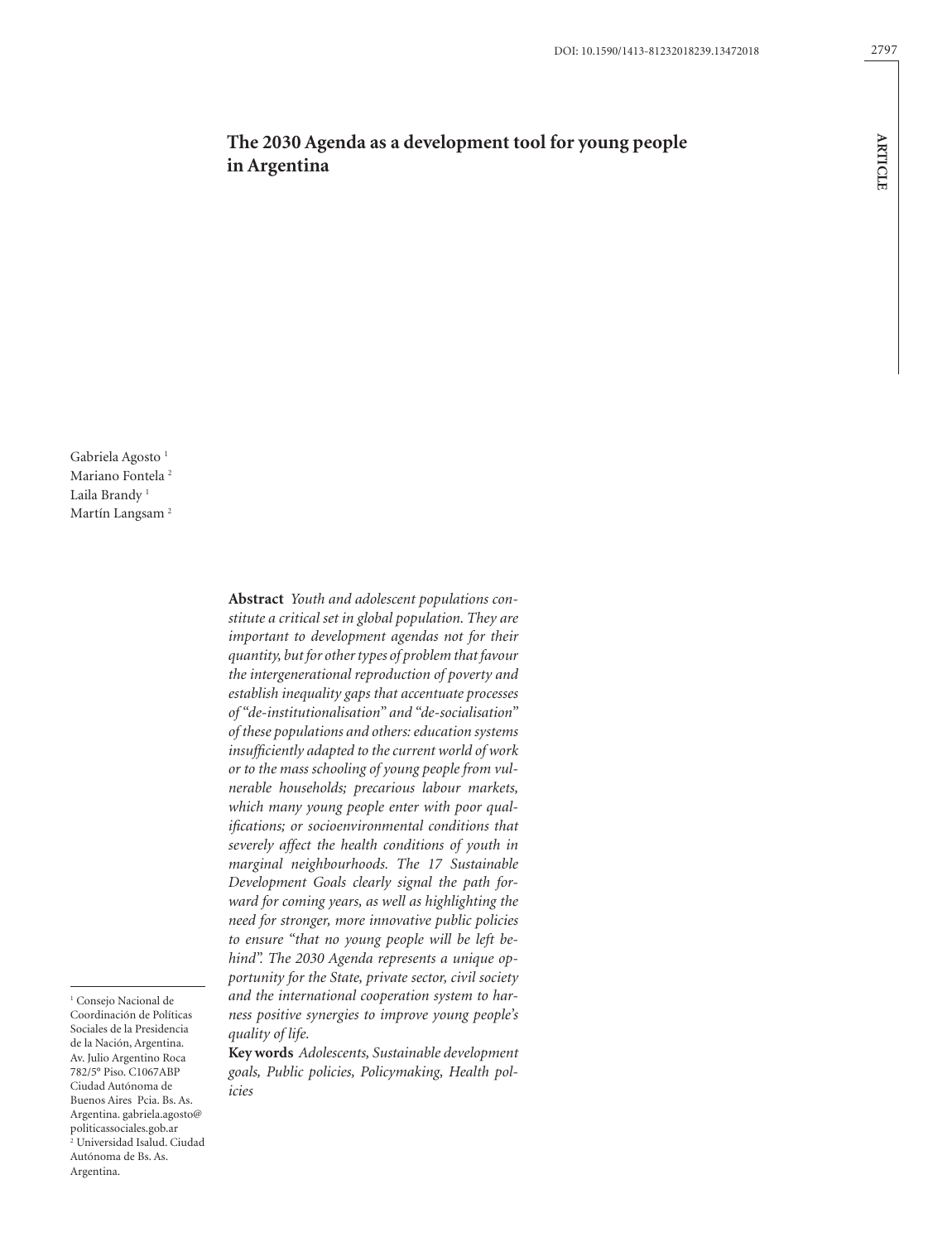DOI: 10.1590/1413-81232018239.13472018

ARTICLE

# The 2030 Agenda as a development tool for young people in Argentina

Gabriela Agosto [1]
Mariano Fontela [2]
Laila Brandy [1]
Martín Langsam [2]

**Abstract** *Youth and adolescent populations constitute a critical set in global population. They are important to development agendas not for their quantity, but for other types of problem that favour the intergenerational reproduction of poverty and establish inequality gaps that accentuate processes of "de-institutionalisation" and "de-socialisation" of these populations and others: education systems insufficiently adapted to the current world of work or to the mass schooling of young people from vulnerable households; precarious labour markets, which many young people enter with poor qualifications; or socioenvironmental conditions that severely affect the health conditions of youth in marginal neighbourhoods. The 17 Sustainable Development Goals clearly signal the path forward for coming years, as well as highlighting the need for stronger, more innovative public policies to ensure "that no young people will be left behind". The 2030 Agenda represents a unique opportunity for the State, private sector, civil society and the international cooperation system to harness positive synergies to improve young people's quality of life.*

**Key words** *Adolescents, Sustainable development goals, Public policies, Policymaking, Health policies*

[1] Consejo Nacional de Coordinación de Políticas Sociales de la Presidencia de la Nación, Argentina. Av. Julio Argentino Roca 782/5º Piso. C1067ABP Ciudad Autónoma de Buenos Aires Pcia. Bs. As. Argentina. gabriela.agosto@politicassociales.gob.ar
[2] Universidad Isalud. Ciudad Autónoma de Bs. As. Argentina.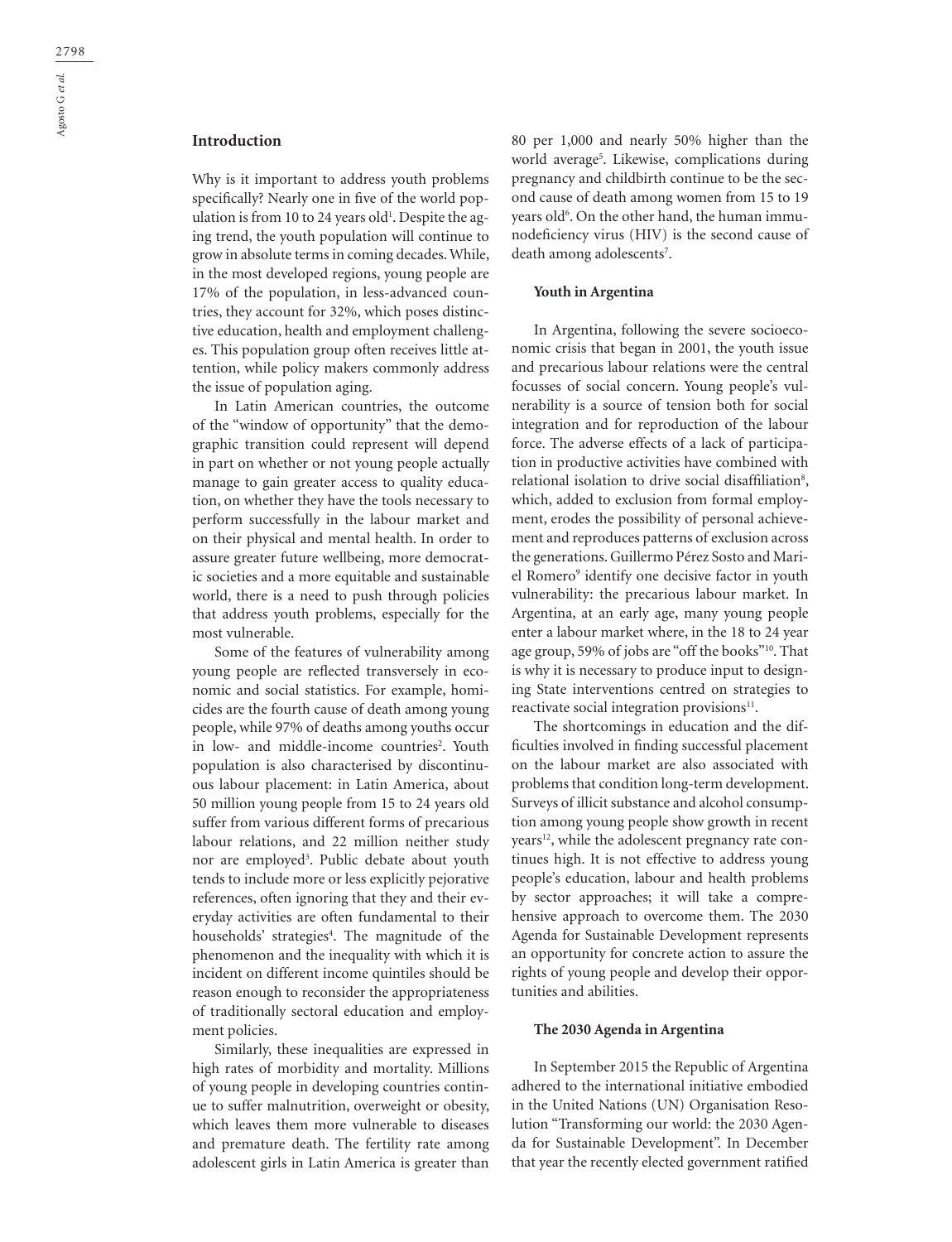## Introduction

Why is it important to address youth problems specifically? Nearly one in five of the world population is from 10 to 24 years old[1]. Despite the aging trend, the youth population will continue to grow in absolute terms in coming decades. While, in the most developed regions, young people are 17% of the population, in less-advanced countries, they account for 32%, which poses distinctive education, health and employment challenges. This population group often receives little attention, while policy makers commonly address the issue of population aging.

In Latin American countries, the outcome of the "window of opportunity" that the demographic transition could represent will depend in part on whether or not young people actually manage to gain greater access to quality education, on whether they have the tools necessary to perform successfully in the labour market and on their physical and mental health. In order to assure greater future wellbeing, more democratic societies and a more equitable and sustainable world, there is a need to push through policies that address youth problems, especially for the most vulnerable.

Some of the features of vulnerability among young people are reflected transversely in economic and social statistics. For example, homicides are the fourth cause of death among young people, while 97% of deaths among youths occur in low- and middle-income countries[2]. Youth population is also characterised by discontinuous labour placement: in Latin America, about 50 million young people from 15 to 24 years old suffer from various different forms of precarious labour relations, and 22 million neither study nor are employed[3]. Public debate about youth tends to include more or less explicitly pejorative references, often ignoring that they and their everyday activities are often fundamental to their households' strategies[4]. The magnitude of the phenomenon and the inequality with which it is incident on different income quintiles should be reason enough to reconsider the appropriateness of traditionally sectoral education and employment policies.

Similarly, these inequalities are expressed in high rates of morbidity and mortality. Millions of young people in developing countries continue to suffer malnutrition, overweight or obesity, which leaves them more vulnerable to diseases and premature death. The fertility rate among adolescent girls in Latin America is greater than 80 per 1,000 and nearly 50% higher than the world average[5]. Likewise, complications during pregnancy and childbirth continue to be the second cause of death among women from 15 to 19 years old[6]. On the other hand, the human immunodeficiency virus (HIV) is the second cause of death among adolescents[7].

### Youth in Argentina

In Argentina, following the severe socioeconomic crisis that began in 2001, the youth issue and precarious labour relations were the central focusses of social concern. Young people's vulnerability is a source of tension both for social integration and for reproduction of the labour force. The adverse effects of a lack of participation in productive activities have combined with relational isolation to drive social disaffiliation[8], which, added to exclusion from formal employment, erodes the possibility of personal achievement and reproduces patterns of exclusion across the generations. Guillermo Pérez Sosto and Mariel Romero[9] identify one decisive factor in youth vulnerability: the precarious labour market. In Argentina, at an early age, many young people enter a labour market where, in the 18 to 24 year age group, 59% of jobs are "off the books"[10]. That is why it is necessary to produce input to designing State interventions centred on strategies to reactivate social integration provisions[11].

The shortcomings in education and the difficulties involved in finding successful placement on the labour market are also associated with problems that condition long-term development. Surveys of illicit substance and alcohol consumption among young people show growth in recent years[12], while the adolescent pregnancy rate continues high. It is not effective to address young people's education, labour and health problems by sector approaches; it will take a comprehensive approach to overcome them. The 2030 Agenda for Sustainable Development represents an opportunity for concrete action to assure the rights of young people and develop their opportunities and abilities.

### The 2030 Agenda in Argentina

In September 2015 the Republic of Argentina adhered to the international initiative embodied in the United Nations (UN) Organisation Resolution "Transforming our world: the 2030 Agenda for Sustainable Development". In December that year the recently elected government ratified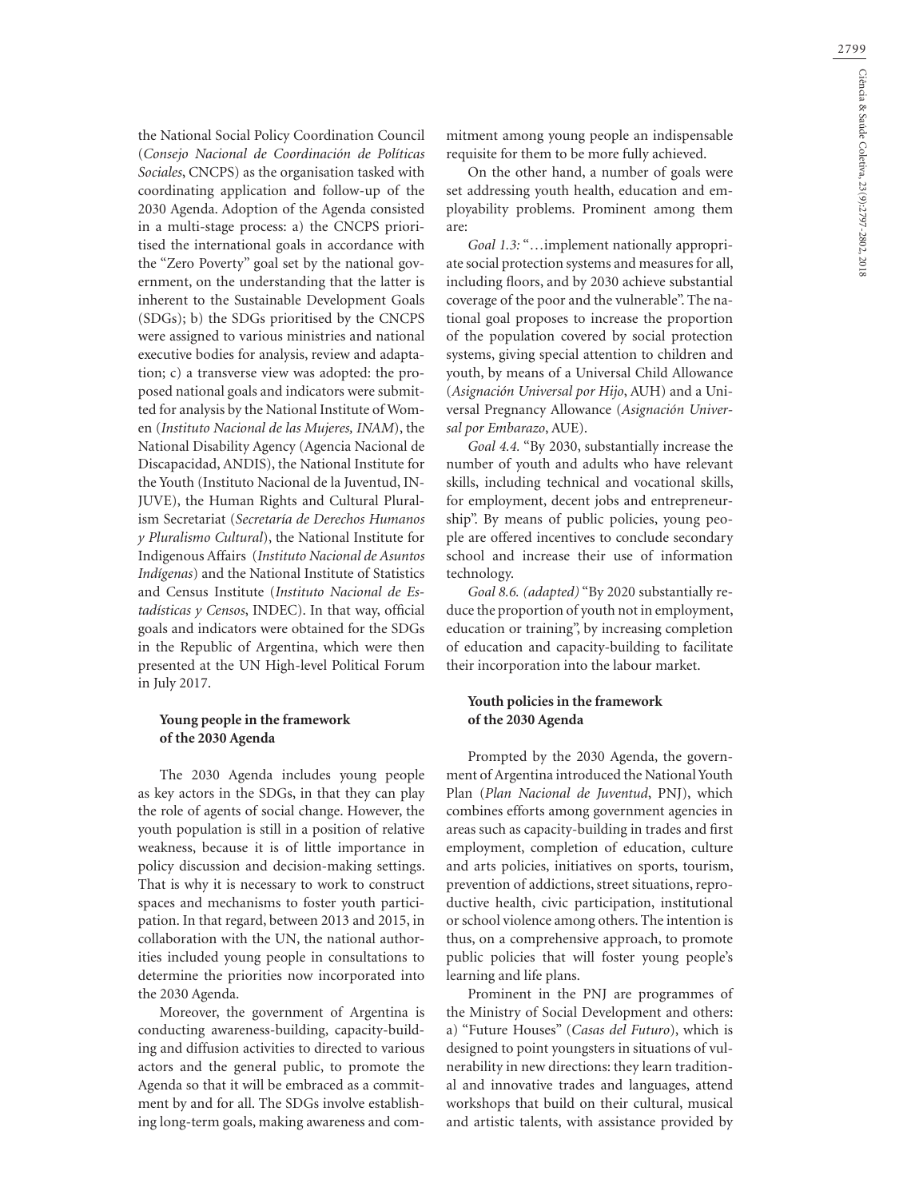the National Social Policy Coordination Council (*Consejo Nacional de Coordinación de Políticas Sociales*, CNCPS) as the organisation tasked with coordinating application and follow-up of the 2030 Agenda. Adoption of the Agenda consisted in a multi-stage process: a) the CNCPS prioritised the international goals in accordance with the "Zero Poverty" goal set by the national government, on the understanding that the latter is inherent to the Sustainable Development Goals (SDGs); b) the SDGs prioritised by the CNCPS were assigned to various ministries and national executive bodies for analysis, review and adaptation; c) a transverse view was adopted: the proposed national goals and indicators were submitted for analysis by the National Institute of Women (*Instituto Nacional de las Mujeres, INAM*), the National Disability Agency (Agencia Nacional de Discapacidad, ANDIS), the National Institute for the Youth (Instituto Nacional de la Juventud, INJUVE), the Human Rights and Cultural Pluralism Secretariat (*Secretaría de Derechos Humanos y Pluralismo Cultural*), the National Institute for Indigenous Affairs (*Instituto Nacional de Asuntos Indígenas*) and the National Institute of Statistics and Census Institute (*Instituto Nacional de Estadísticas y Censos*, INDEC). In that way, official goals and indicators were obtained for the SDGs in the Republic of Argentina, which were then presented at the UN High-level Political Forum in July 2017.

## Young people in the framework of the 2030 Agenda

The 2030 Agenda includes young people as key actors in the SDGs, in that they can play the role of agents of social change. However, the youth population is still in a position of relative weakness, because it is of little importance in policy discussion and decision-making settings. That is why it is necessary to work to construct spaces and mechanisms to foster youth participation. In that regard, between 2013 and 2015, in collaboration with the UN, the national authorities included young people in consultations to determine the priorities now incorporated into the 2030 Agenda.

Moreover, the government of Argentina is conducting awareness-building, capacity-building and diffusion activities to directed to various actors and the general public, to promote the Agenda so that it will be embraced as a commitment by and for all. The SDGs involve establishing long-term goals, making awareness and commitment among young people an indispensable requisite for them to be more fully achieved.

On the other hand, a number of goals were set addressing youth health, education and employability problems. Prominent among them are:

*Goal 1.3:* "…implement nationally appropriate social protection systems and measures for all, including floors, and by 2030 achieve substantial coverage of the poor and the vulnerable". The national goal proposes to increase the proportion of the population covered by social protection systems, giving special attention to children and youth, by means of a Universal Child Allowance (*Asignación Universal por Hijo*, AUH) and a Universal Pregnancy Allowance (*Asignación Universal por Embarazo*, AUE).

*Goal 4.4.* "By 2030, substantially increase the number of youth and adults who have relevant skills, including technical and vocational skills, for employment, decent jobs and entrepreneurship". By means of public policies, young people are offered incentives to conclude secondary school and increase their use of information technology.

*Goal 8.6. (adapted)* "By 2020 substantially reduce the proportion of youth not in employment, education or training", by increasing completion of education and capacity-building to facilitate their incorporation into the labour market.

## Youth policies in the framework of the 2030 Agenda

Prompted by the 2030 Agenda, the government of Argentina introduced the National Youth Plan (*Plan Nacional de Juventud*, PNJ), which combines efforts among government agencies in areas such as capacity-building in trades and first employment, completion of education, culture and arts policies, initiatives on sports, tourism, prevention of addictions, street situations, reproductive health, civic participation, institutional or school violence among others. The intention is thus, on a comprehensive approach, to promote public policies that will foster young people's learning and life plans.

Prominent in the PNJ are programmes of the Ministry of Social Development and others: a) "Future Houses" (*Casas del Futuro*), which is designed to point youngsters in situations of vulnerability in new directions: they learn traditional and innovative trades and languages, attend workshops that build on their cultural, musical and artistic talents, with assistance provided by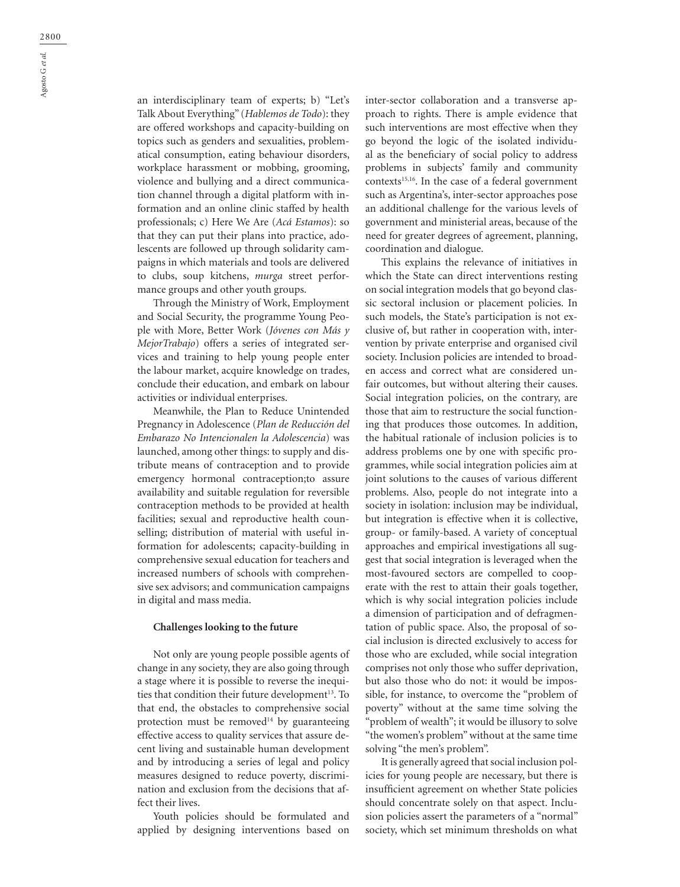an interdisciplinary team of experts; b) "Let's Talk About Everything" (*Hablemos de Todo*): they are offered workshops and capacity-building on topics such as genders and sexualities, problematical consumption, eating behaviour disorders, workplace harassment or mobbing, grooming, violence and bullying and a direct communication channel through a digital platform with information and an online clinic staffed by health professionals; c) Here We Are (*Acá Estamos*): so that they can put their plans into practice, adolescents are followed up through solidarity campaigns in which materials and tools are delivered to clubs, soup kitchens, *murga* street performance groups and other youth groups.

Through the Ministry of Work, Employment and Social Security, the programme Young People with More, Better Work (*Jóvenes con Más y MejorTrabajo*) offers a series of integrated services and training to help young people enter the labour market, acquire knowledge on trades, conclude their education, and embark on labour activities or individual enterprises.

Meanwhile, the Plan to Reduce Unintended Pregnancy in Adolescence (*Plan de Reducción del Embarazo No Intencionalen la Adolescencia*) was launched, among other things: to supply and distribute means of contraception and to provide emergency hormonal contraception;to assure availability and suitable regulation for reversible contraception methods to be provided at health facilities; sexual and reproductive health counselling; distribution of material with useful information for adolescents; capacity-building in comprehensive sexual education for teachers and increased numbers of schools with comprehensive sex advisors; and communication campaigns in digital and mass media.

## Challenges looking to the future

Not only are young people possible agents of change in any society, they are also going through a stage where it is possible to reverse the inequities that condition their future development[13]. To that end, the obstacles to comprehensive social protection must be removed[14] by guaranteeing effective access to quality services that assure decent living and sustainable human development and by introducing a series of legal and policy measures designed to reduce poverty, discrimination and exclusion from the decisions that affect their lives.

Youth policies should be formulated and applied by designing interventions based on inter-sector collaboration and a transverse approach to rights. There is ample evidence that such interventions are most effective when they go beyond the logic of the isolated individual as the beneficiary of social policy to address problems in subjects' family and community contexts[15,16]. In the case of a federal government such as Argentina's, inter-sector approaches pose an additional challenge for the various levels of government and ministerial areas, because of the need for greater degrees of agreement, planning, coordination and dialogue.

This explains the relevance of initiatives in which the State can direct interventions resting on social integration models that go beyond classic sectoral inclusion or placement policies. In such models, the State's participation is not exclusive of, but rather in cooperation with, intervention by private enterprise and organised civil society. Inclusion policies are intended to broaden access and correct what are considered unfair outcomes, but without altering their causes. Social integration policies, on the contrary, are those that aim to restructure the social functioning that produces those outcomes. In addition, the habitual rationale of inclusion policies is to address problems one by one with specific programmes, while social integration policies aim at joint solutions to the causes of various different problems. Also, people do not integrate into a society in isolation: inclusion may be individual, but integration is effective when it is collective, group- or family-based. A variety of conceptual approaches and empirical investigations all suggest that social integration is leveraged when the most-favoured sectors are compelled to cooperate with the rest to attain their goals together, which is why social integration policies include a dimension of participation and of defragmentation of public space. Also, the proposal of social inclusion is directed exclusively to access for those who are excluded, while social integration comprises not only those who suffer deprivation, but also those who do not: it would be impossible, for instance, to overcome the "problem of poverty" without at the same time solving the "problem of wealth"; it would be illusory to solve "the women's problem" without at the same time solving "the men's problem".

It is generally agreed that social inclusion policies for young people are necessary, but there is insufficient agreement on whether State policies should concentrate solely on that aspect. Inclusion policies assert the parameters of a "normal" society, which set minimum thresholds on what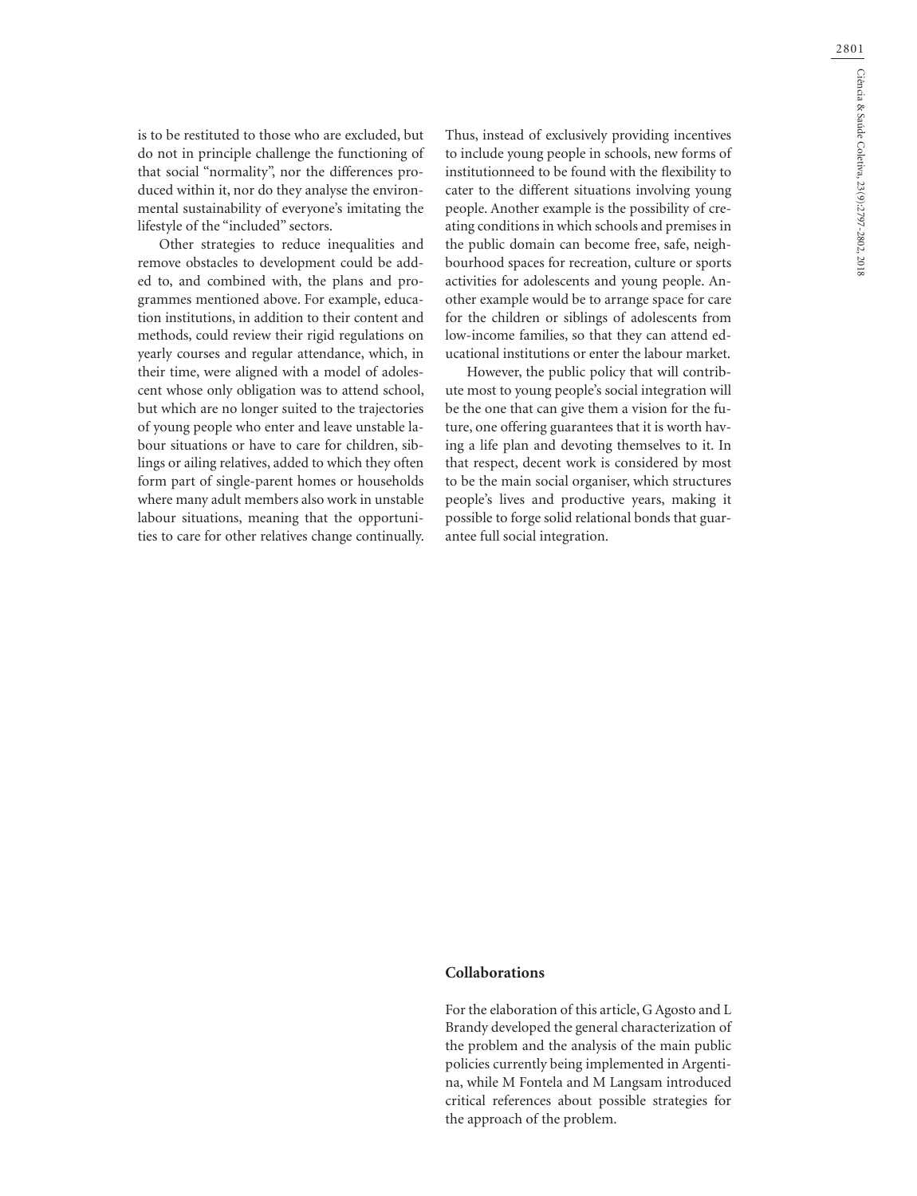is to be restituted to those who are excluded, but do not in principle challenge the functioning of that social "normality", nor the differences produced within it, nor do they analyse the environmental sustainability of everyone's imitating the lifestyle of the "included" sectors.

Other strategies to reduce inequalities and remove obstacles to development could be added to, and combined with, the plans and programmes mentioned above. For example, education institutions, in addition to their content and methods, could review their rigid regulations on yearly courses and regular attendance, which, in their time, were aligned with a model of adolescent whose only obligation was to attend school, but which are no longer suited to the trajectories of young people who enter and leave unstable labour situations or have to care for children, siblings or ailing relatives, added to which they often form part of single-parent homes or households where many adult members also work in unstable labour situations, meaning that the opportunities to care for other relatives change continually. Thus, instead of exclusively providing incentives to include young people in schools, new forms of institutionneed to be found with the flexibility to cater to the different situations involving young people. Another example is the possibility of creating conditions in which schools and premises in the public domain can become free, safe, neighbourhood spaces for recreation, culture or sports activities for adolescents and young people. Another example would be to arrange space for care for the children or siblings of adolescents from low-income families, so that they can attend educational institutions or enter the labour market.

However, the public policy that will contribute most to young people's social integration will be the one that can give them a vision for the future, one offering guarantees that it is worth having a life plan and devoting themselves to it. In that respect, decent work is considered by most to be the main social organiser, which structures people's lives and productive years, making it possible to forge solid relational bonds that guarantee full social integration.

## Collaborations

For the elaboration of this article, G Agosto and L Brandy developed the general characterization of the problem and the analysis of the main public policies currently being implemented in Argentina, while M Fontela and M Langsam introduced critical references about possible strategies for the approach of the problem.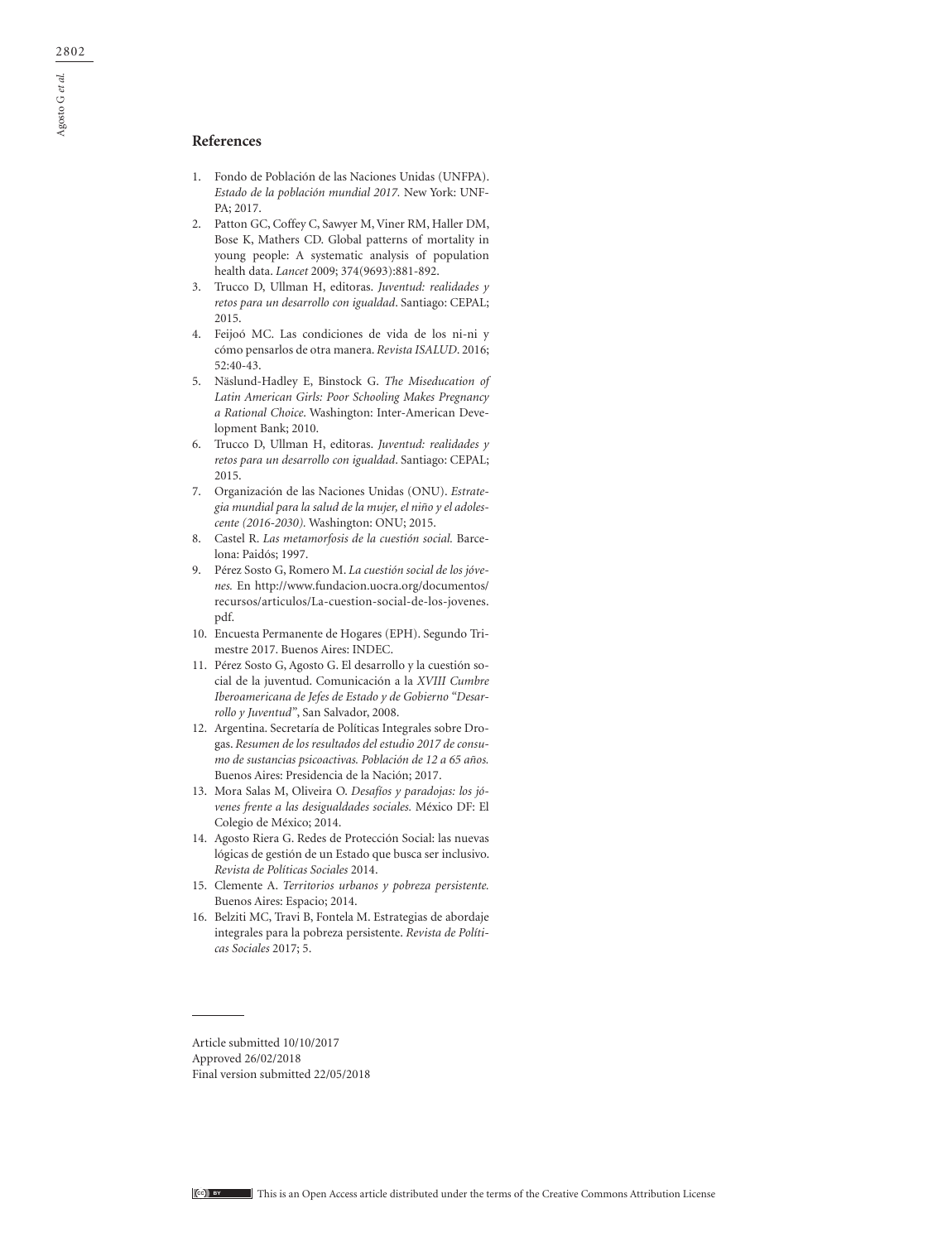## References

1. Fondo de Población de las Naciones Unidas (UNFPA). *Estado de la población mundial 2017.* New York: UNFPA; 2017.
2. Patton GC, Coffey C, Sawyer M, Viner RM, Haller DM, Bose K, Mathers CD. Global patterns of mortality in young people: A systematic analysis of population health data. *Lancet* 2009; 374(9693):881-892.
3. Trucco D, Ullman H, editoras. *Juventud: realidades y retos para un desarrollo con igualdad*. Santiago: CEPAL; 2015.
4. Feijoó MC. Las condiciones de vida de los ni-ni y cómo pensarlos de otra manera. *Revista ISALUD*. 2016; 52:40-43.
5. Näslund-Hadley E, Binstock G. *The Miseducation of Latin American Girls: Poor Schooling Makes Pregnancy a Rational Choice*. Washington: Inter-American Development Bank; 2010.
6. Trucco D, Ullman H, editoras. *Juventud: realidades y retos para un desarrollo con igualdad*. Santiago: CEPAL; 2015.
7. Organización de las Naciones Unidas (ONU). *Estrategia mundial para la salud de la mujer, el niño y el adolescente (2016-2030).* Washington: ONU; 2015.
8. Castel R. *Las metamorfosis de la cuestión social.* Barcelona: Paidós; 1997.
9. Pérez Sosto G, Romero M. *La cuestión social de los jóvenes.* En http://www.fundacion.uocra.org/documentos/recursos/articulos/La-cuestion-social-de-los-jovenes.pdf.
10. Encuesta Permanente de Hogares (EPH). Segundo Trimestre 2017. Buenos Aires: INDEC.
11. Pérez Sosto G, Agosto G. El desarrollo y la cuestión social de la juventud. Comunicación a la *XVIII Cumbre Iberoamericana de Jefes de Estado y de Gobierno "Desarrollo y Juventud"*, San Salvador, 2008.
12. Argentina. Secretaría de Políticas Integrales sobre Drogas. *Resumen de los resultados del estudio 2017 de consumo de sustancias psicoactivas. Población de 12 a 65 años.* Buenos Aires: Presidencia de la Nación; 2017.
13. Mora Salas M, Oliveira O. *Desafíos y paradojas: los jóvenes frente a las desigualdades sociales.* México DF: El Colegio de México; 2014.
14. Agosto Riera G. Redes de Protección Social: las nuevas lógicas de gestión de un Estado que busca ser inclusivo. *Revista de Políticas Sociales* 2014.
15. Clemente A. *Territorios urbanos y pobreza persistente.* Buenos Aires: Espacio; 2014.
16. Belziti MC, Travi B, Fontela M. Estrategias de abordaje integrales para la pobreza persistente. *Revista de Políticas Sociales* 2017; 5.

Article submitted 10/10/2017
Approved 26/02/2018
Final version submitted 22/05/2018

This is an Open Access article distributed under the terms of the Creative Commons Attribution License